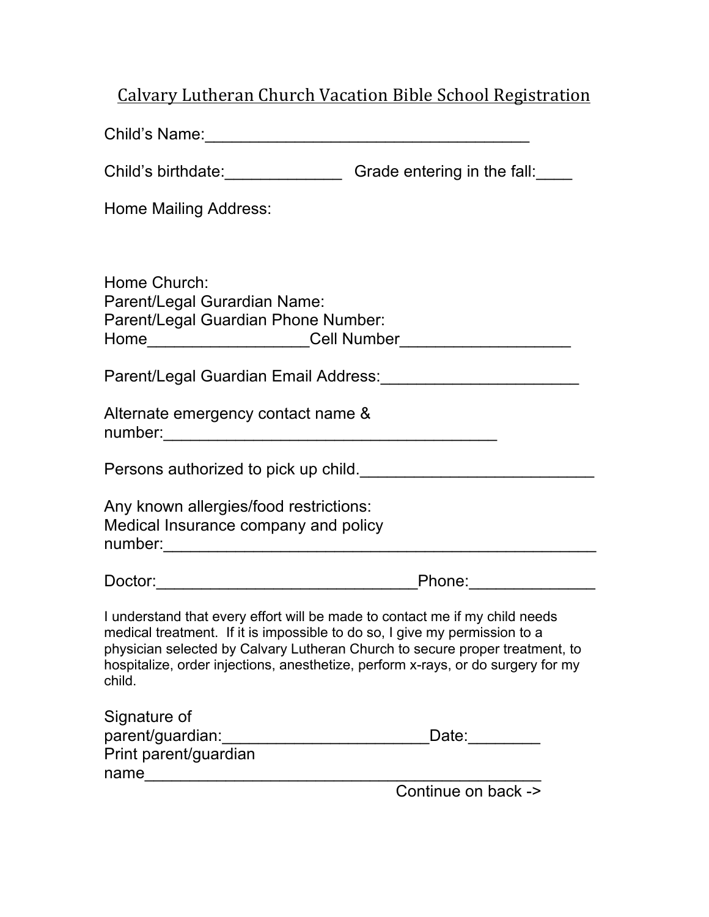# Calvary Lutheran Church Vacation Bible School Registration

Child's Name:____________________________________

Child's birthdate:_____________ Grade entering in the fall:____

Home Mailing Address:

Home Church:
Parent/Legal Gurardian Name:
Parent/Legal Guardian Phone Number:
Home_________________Cell Number__________________

Parent/Legal Guardian Email Address:_____________________

Alternate emergency contact name & number:_____________________________________

Persons authorized to pick up child.__________________________

Any known allergies/food restrictions:
Medical Insurance company and policy number:_______________________________________________

Doctor:_____________________________Phone:_____________

I understand that every effort will be made to contact me if my child needs medical treatment. If it is impossible to do so, I give my permission to a physician selected by Calvary Lutheran Church to secure proper treatment, to hospitalize, order injections, anesthetize, perform x-rays, or do surgery for my child.

Signature of parent/guardian:_______________________Date:________
Print parent/guardian name____________________________________________

Continue on back ->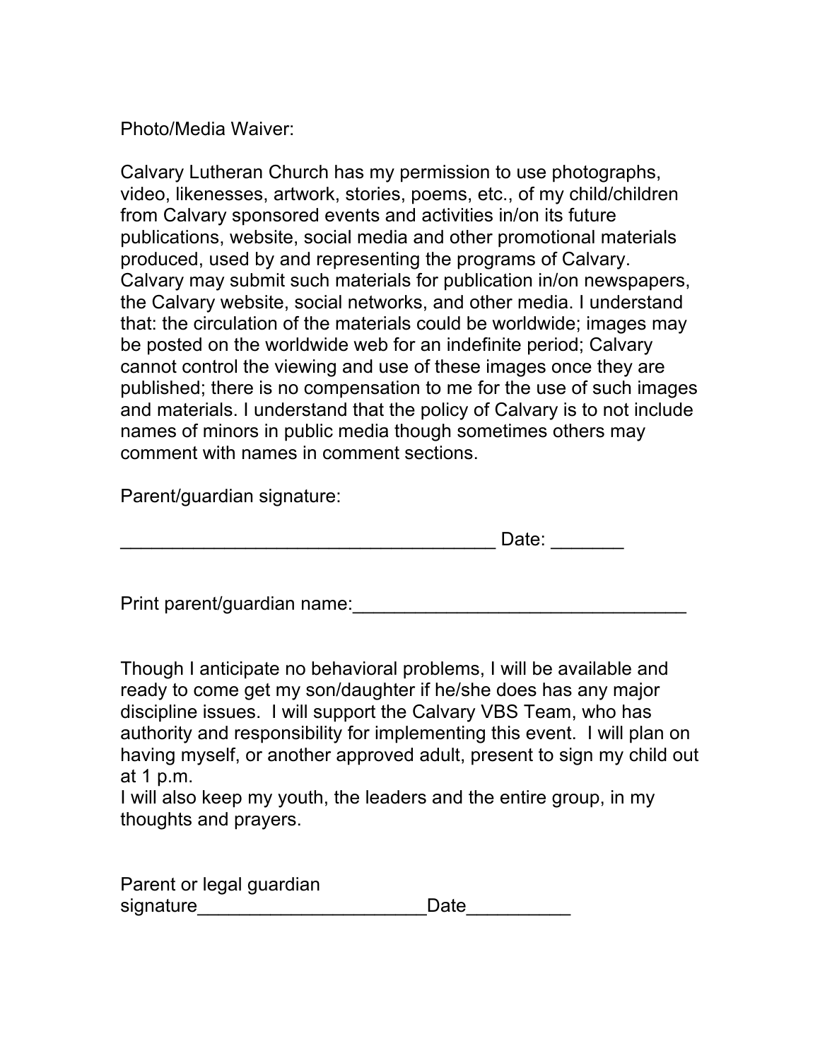Photo/Media Waiver:

Calvary Lutheran Church has my permission to use photographs, video, likenesses, artwork, stories, poems, etc., of my child/children from Calvary sponsored events and activities in/on its future publications, website, social media and other promotional materials produced, used by and representing the programs of Calvary. Calvary may submit such materials for publication in/on newspapers, the Calvary website, social networks, and other media. I understand that: the circulation of the materials could be worldwide; images may be posted on the worldwide web for an indefinite period; Calvary cannot control the viewing and use of these images once they are published; there is no compensation to me for the use of such images and materials. I understand that the policy of Calvary is to not include names of minors in public media though sometimes others may comment with names in comment sections.

Parent/guardian signature:

_____________________________________ Date: _______

Print parent/guardian name:________________________________

Though I anticipate no behavioral problems, I will be available and ready to come get my son/daughter if he/she does has any major discipline issues. I will support the Calvary VBS Team, who has authority and responsibility for implementing this event. I will plan on having myself, or another approved adult, present to sign my child out at 1 p.m.
I will also keep my youth, the leaders and the entire group, in my thoughts and prayers.

Parent or legal guardian signature______________________Date__________